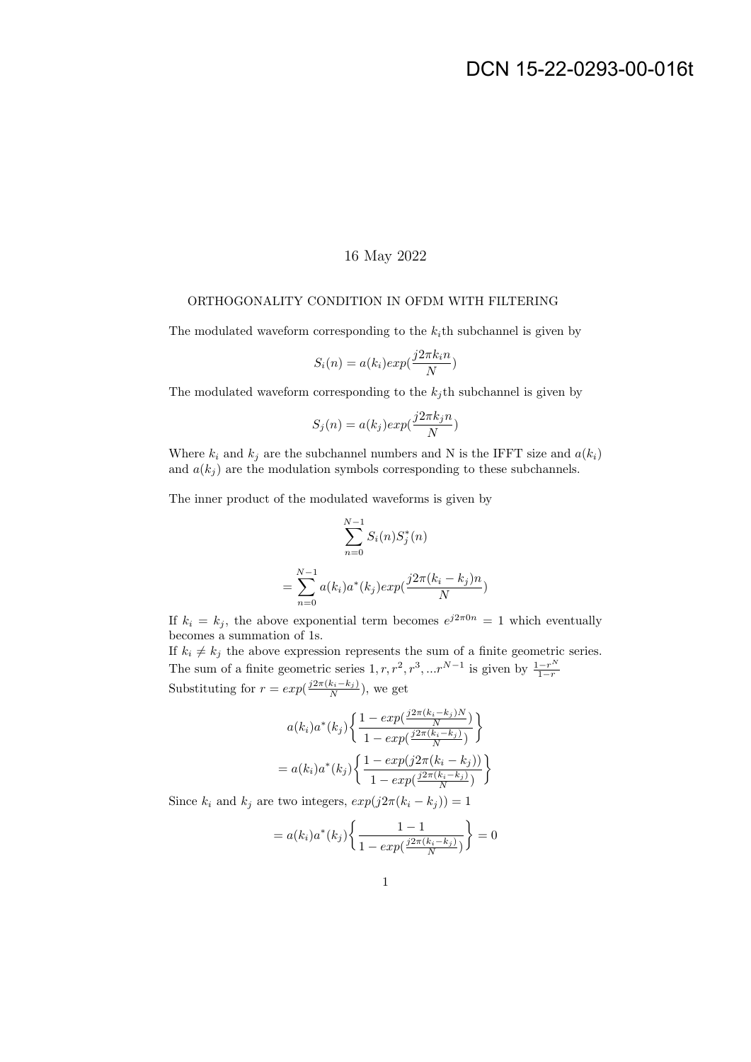16 May 2022

ORTHOGONALITY CONDITION IN OFDM WITH FILTERING

The modulated waveform corresponding to the $k_i$th subchannel is given by

$$S_i(n) = a(k_i)exp(\frac{j2\pi k_i n}{N})$$

The modulated waveform corresponding to the $k_j$th subchannel is given by

$$S_j(n) = a(k_j)exp(\frac{j2\pi k_j n}{N})$$

Where $k_i$ and $k_j$ are the subchannel numbers and N is the IFFT size and $a(k_i)$ and $a(k_j)$ are the modulation symbols corresponding to these subchannels.

The inner product of the modulated waveforms is given by

$$\sum_{n=0}^{N-1} S_i(n)S_j^*(n)$$

$$= \sum_{n=0}^{N-1} a(k_i)a^*(k_j)exp(\frac{j2\pi(k_i - k_j)n}{N})$$

If $k_i = k_j$, the above exponential term becomes $e^{j2\pi 0n} = 1$ which eventually becomes a summation of 1s.

If $k_i \neq k_j$ the above expression represents the sum of a finite geometric series. The sum of a finite geometric series $1, r, r^2, r^3, ...r^{N-1}$ is given by $\frac{1-r^N}{1-r}$

Substituting for $r = exp(\frac{j2\pi(k_i-k_j)}{N})$, we get

$$a(k_i)a^*(k_j)\left\{\frac{1 - exp(\frac{j2\pi(k_i-k_j)N}{N})}{1 - exp(\frac{j2\pi(k_i-k_j)}{N})}\right\}$$

$$= a(k_i)a^*(k_j)\left\{\frac{1 - exp(j2\pi(k_i - k_j))}{1 - exp(\frac{j2\pi(k_i-k_j)}{N})}\right\}$$

Since $k_i$ and $k_j$ are two integers, $exp(j2\pi(k_i - k_j)) = 1$

$$= a(k_i)a^*(k_j)\left\{\frac{1 - 1}{1 - exp(\frac{j2\pi(k_i-k_j)}{N})}\right\} = 0$$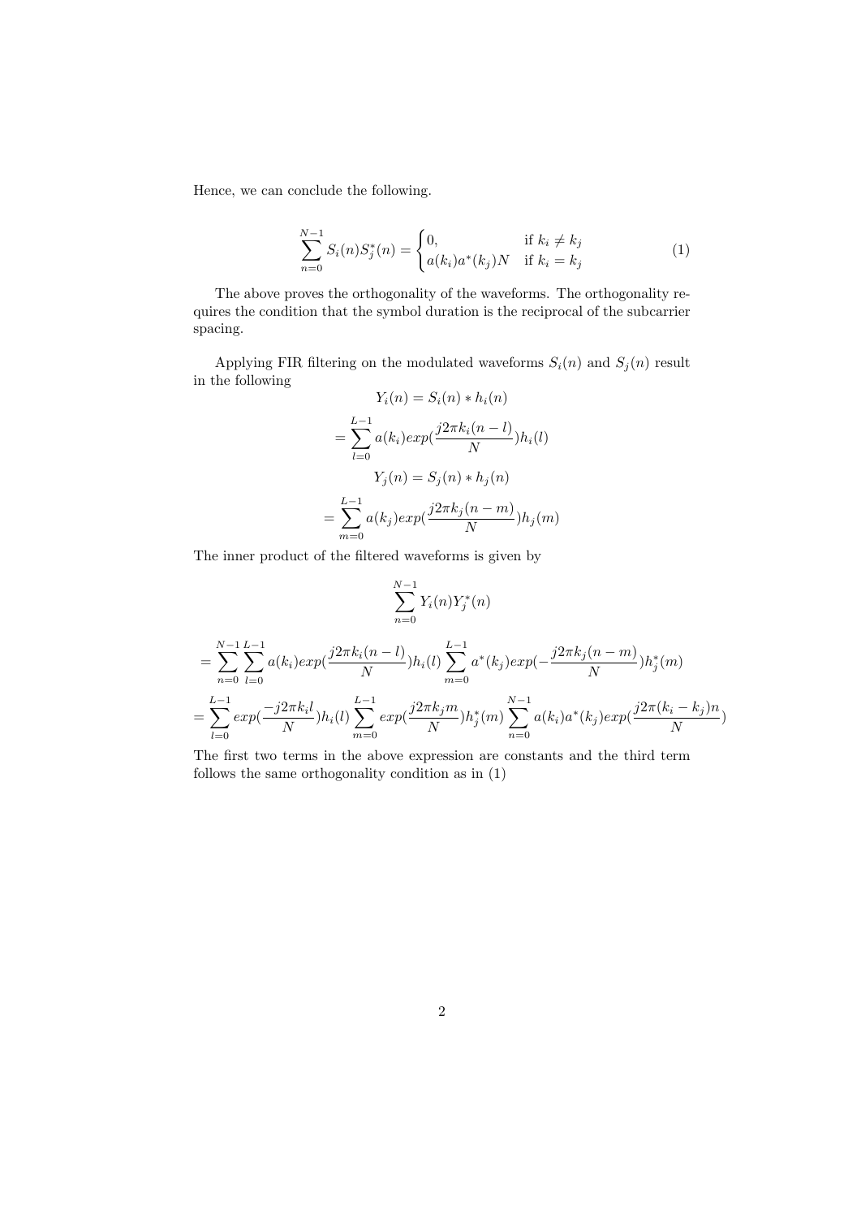Hence, we can conclude the following.

$$\sum_{n=0}^{N-1} S_i(n) S_j^*(n) = \begin{cases} 0, & \text{if } k_i \neq k_j \\ a(k_i)a^*(k_j)N & \text{if } k_i = k_j \end{cases} \tag{1}$$

The above proves the orthogonality of the waveforms. The orthogonality requires the condition that the symbol duration is the reciprocal of the subcarrier spacing.

Applying FIR filtering on the modulated waveforms $S_i(n)$ and $S_j(n)$ result in the following

$$Y_i(n) = S_i(n) * h_i(n)$$

$$= \sum_{l=0}^{L-1} a(k_i) exp(\frac{j2\pi k_i(n-l)}{N}) h_i(l)$$

$$Y_j(n) = S_j(n) * h_j(n)$$

$$= \sum_{m=0}^{L-1} a(k_j) exp(\frac{j2\pi k_j(n-m)}{N}) h_j(m)$$

The inner product of the filtered waveforms is given by

$$\sum_{n=0}^{N-1} Y_i(n) Y_j^*(n)$$

$$= \sum_{n=0}^{N-1} \sum_{l=0}^{L-1} a(k_i) exp(\frac{j2\pi k_i(n-l)}{N}) h_i(l) \sum_{m=0}^{L-1} a^*(k_j) exp(-\frac{j2\pi k_j(n-m)}{N}) h_j^*(m)$$

$$= \sum_{l=0}^{L-1} exp(\frac{-j2\pi k_i l}{N}) h_i(l) \sum_{m=0}^{L-1} exp(\frac{j2\pi k_j m}{N}) h_j^*(m) \sum_{n=0}^{N-1} a(k_i) a^*(k_j) exp(\frac{j2\pi(k_i-k_j)n}{N})$$

The first two terms in the above expression are constants and the third term follows the same orthogonality condition as in (1)